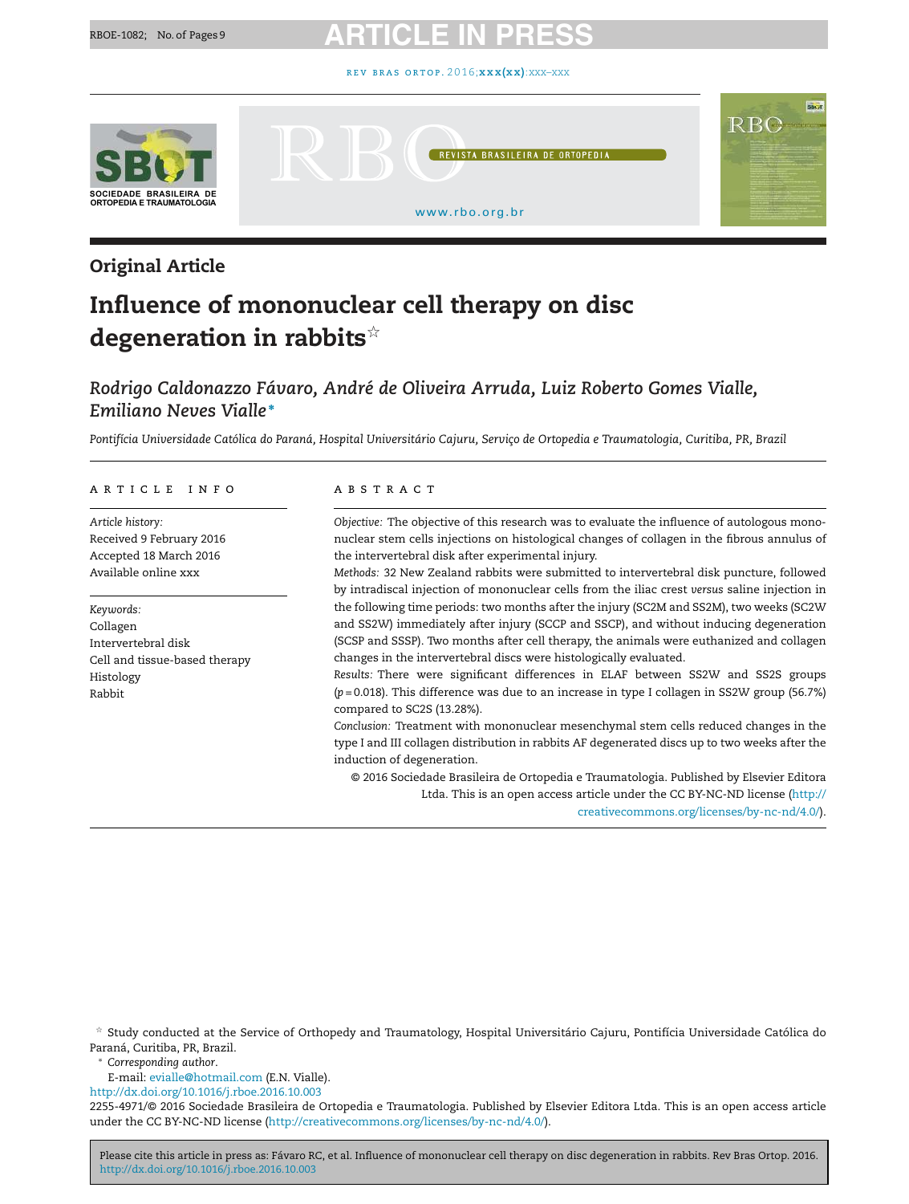## Original Article

# Influence of mononuclear cell therapy on disc degeneration in rabbits☆

*Rodrigo Caldonazzo Fávaro, André de Oliveira Arruda, Luiz Roberto Gomes Vialle, Emiliano Neves Vialle\**

*Pontifícia Universidade Católica do Paraná, Hospital Universitário Cajuru, Serviço de Ortopedia e Traumatologia, Curitiba, PR, Brazil*

### ARTICLE INFO

*Article history:*
Received 9 February 2016
Accepted 18 March 2016
Available online xxx

*Keywords:*
Collagen
Intervertebral disk
Cell and tissue-based therapy
Histology
Rabbit

### ABSTRACT

*Objective:* The objective of this research was to evaluate the influence of autologous mononuclear stem cells injections on histological changes of collagen in the fibrous annulus of the intervertebral disk after experimental injury.

*Methods:* 32 New Zealand rabbits were submitted to intervertebral disk puncture, followed by intradiscal injection of mononuclear cells from the iliac crest *versus* saline injection in the following time periods: two months after the injury (SC2M and SS2M), two weeks (SC2W and SS2W) immediately after injury (SCCP and SSCP), and without inducing degeneration (SCSP and SSSP). Two months after cell therapy, the animals were euthanized and collagen changes in the intervertebral discs were histologically evaluated.

*Results:* There were significant differences in ELAF between SS2W and SS2S groups ($p = 0.018$). This difference was due to an increase in type I collagen in SS2W group (56.7%) compared to SC2S (13.28%).

*Conclusion:* Treatment with mononuclear mesenchymal stem cells reduced changes in the type I and III collagen distribution in rabbits AF degenerated discs up to two weeks after the induction of degeneration.

© 2016 Sociedade Brasileira de Ortopedia e Traumatologia. Published by Elsevier Editora Ltda. This is an open access article under the CC BY-NC-ND license (http://creativecommons.org/licenses/by-nc-nd/4.0/).

---

☆ Study conducted at the Service of Orthopedy and Traumatology, Hospital Universitário Cajuru, Pontifícia Universidade Católica do Paraná, Curitiba, PR, Brazil.

\* *Corresponding author.*
E-mail: evialle@hotmail.com (E.N. Vialle).

http://dx.doi.org/10.1016/j.rboe.2016.10.003

2255-4971/© 2016 Sociedade Brasileira de Ortopedia e Traumatologia. Published by Elsevier Editora Ltda. This is an open access article under the CC BY-NC-ND license (http://creativecommons.org/licenses/by-nc-nd/4.0/).

Please cite this article in press as: Fávaro RC, et al. Influence of mononuclear cell therapy on disc degeneration in rabbits. Rev Bras Ortop. 2016. http://dx.doi.org/10.1016/j.rboe.2016.10.003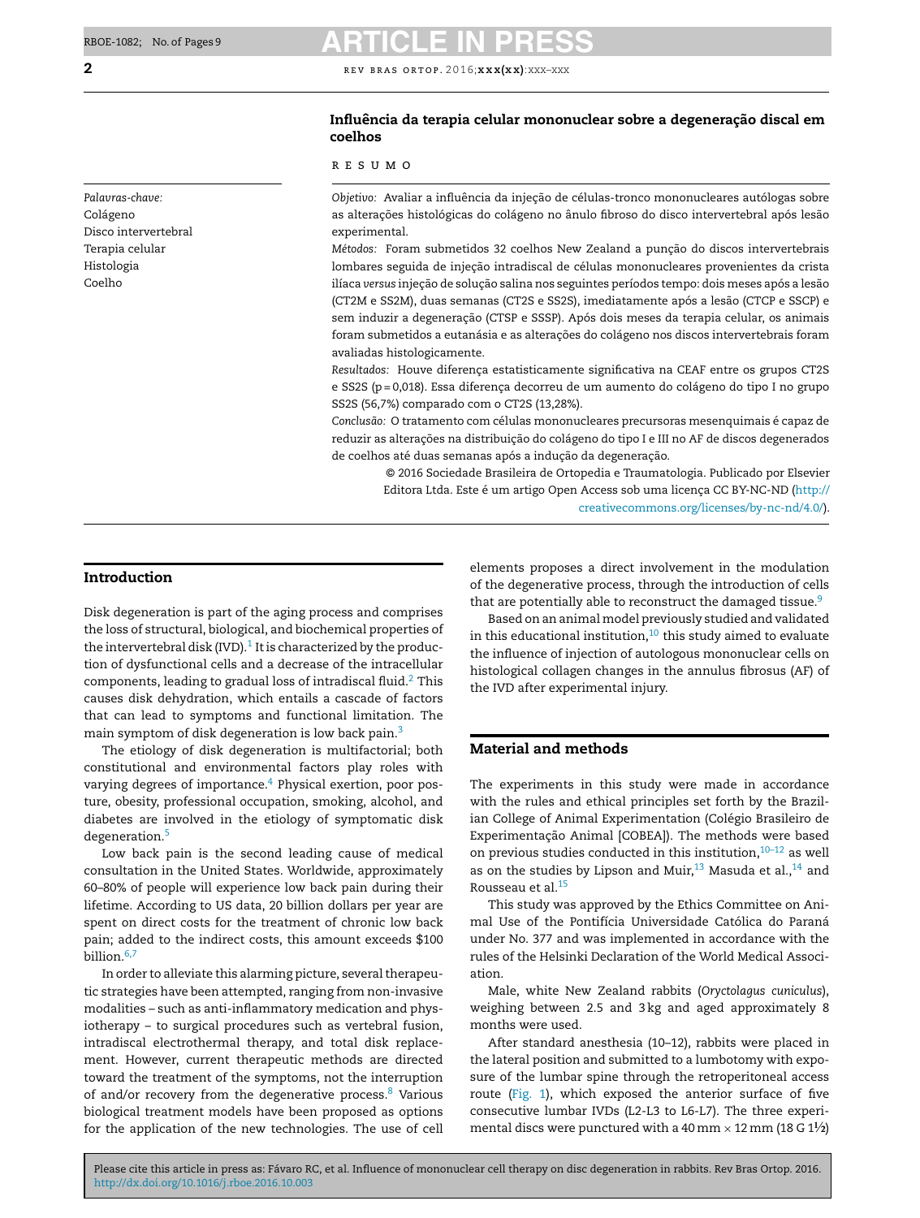## Influência da terapia celular mononuclear sobre a degeneração discal em coelhos

R E S U M O

*Palavras-chave:*
Colágeno
Disco intervertebral
Terapia celular
Histologia
Coelho

*Objetivo:* Avaliar a influência da injeção de células-tronco mononucleares autólogas sobre as alterações histológicas do colágeno no ânulo fibroso do disco intervertebral após lesão experimental.

*Métodos:* Foram submetidos 32 coelhos New Zealand a punção do discos intervertebrais lombares seguida de injeção intradiscal de células mononucleares provenientes da crista ilíaca *versus* injeção de solução salina nos seguintes períodos tempo: dois meses após a lesão (CT2M e SS2M), duas semanas (CT2S e SS2S), imediatamente após a lesão (CTCP e SSCP) e sem induzir a degeneração (CTSP e SSSP). Após dois meses da terapia celular, os animais foram submetidos a eutanásia e as alterações do colágeno nos discos intervertebrais foram avaliadas histologicamente.

*Resultados:* Houve diferença estatisticamente significativa na CEAF entre os grupos CT2S e SS2S (p = 0,018). Essa diferença decorreu de um aumento do colágeno do tipo I no grupo SS2S (56,7%) comparado com o CT2S (13,28%).

*Conclusão:* O tratamento com células mononucleares precursoras mesenquimais é capaz de reduzir as alterações na distribuição do colágeno do tipo I e III no AF de discos degenerados de coelhos até duas semanas após a indução da degeneração.

© 2016 Sociedade Brasileira de Ortopedia e Traumatologia. Publicado por Elsevier Editora Ltda. Este é um artigo Open Access sob uma licença CC BY-NC-ND (http://creativecommons.org/licenses/by-nc-nd/4.0/).

## Introduction

Disk degeneration is part of the aging process and comprises the loss of structural, biological, and biochemical properties of the intervertebral disk (IVD).[1] It is characterized by the production of dysfunctional cells and a decrease of the intracellular components, leading to gradual loss of intradiscal fluid.[2] This causes disk dehydration, which entails a cascade of factors that can lead to symptoms and functional limitation. The main symptom of disk degeneration is low back pain.[3]

The etiology of disk degeneration is multifactorial; both constitutional and environmental factors play roles with varying degrees of importance.[4] Physical exertion, poor posture, obesity, professional occupation, smoking, alcohol, and diabetes are involved in the etiology of symptomatic disk degeneration.[5]

Low back pain is the second leading cause of medical consultation in the United States. Worldwide, approximately 60–80% of people will experience low back pain during their lifetime. According to US data, 20 billion dollars per year are spent on direct costs for the treatment of chronic low back pain; added to the indirect costs, this amount exceeds $100 billion.[6,7]

In order to alleviate this alarming picture, several therapeutic strategies have been attempted, ranging from non-invasive modalities – such as anti-inflammatory medication and physiotherapy – to surgical procedures such as vertebral fusion, intradiscal electrothermal therapy, and total disk replacement. However, current therapeutic methods are directed toward the treatment of the symptoms, not the interruption of and/or recovery from the degenerative process.[8] Various biological treatment models have been proposed as options for the application of the new technologies. The use of cell elements proposes a direct involvement in the modulation of the degenerative process, through the introduction of cells that are potentially able to reconstruct the damaged tissue.[9]

Based on an animal model previously studied and validated in this educational institution,[10] this study aimed to evaluate the influence of injection of autologous mononuclear cells on histological collagen changes in the annulus fibrosus (AF) of the IVD after experimental injury.

## Material and methods

The experiments in this study were made in accordance with the rules and ethical principles set forth by the Brazilian College of Animal Experimentation (Colégio Brasileiro de Experimentação Animal [COBEA]). The methods were based on previous studies conducted in this institution,[10–12] as well as on the studies by Lipson and Muir,[13] Masuda et al.,[14] and Rousseau et al.[15]

This study was approved by the Ethics Committee on Animal Use of the Pontifícia Universidade Católica do Paraná under No. 377 and was implemented in accordance with the rules of the Helsinki Declaration of the World Medical Association.

Male, white New Zealand rabbits (*Oryctolagus cuniculus*), weighing between 2.5 and 3 kg and aged approximately 8 months were used.

After standard anesthesia (10–12), rabbits were placed in the lateral position and submitted to a lumbotomy with exposure of the lumbar spine through the retroperitoneal access route (Fig. 1), which exposed the anterior surface of five consecutive lumbar IVDs (L2-L3 to L6-L7). The three experimental discs were punctured with a 40 mm × 12 mm (18 G 1½)

Please cite this article in press as: Fávaro RC, et al. Influence of mononuclear cell therapy on disc degeneration in rabbits. Rev Bras Ortop. 2016. http://dx.doi.org/10.1016/j.rboe.2016.10.003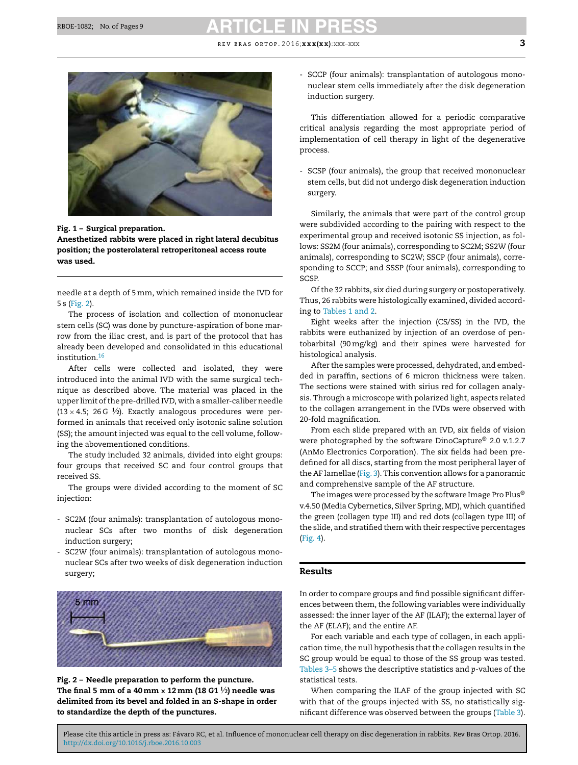**Fig. 1 – Surgical preparation.**
**Anesthetized rabbits were placed in right lateral decubitus position; the posterolateral retroperitoneal access route was used.**

needle at a depth of 5 mm, which remained inside the IVD for 5 s (Fig. 2).

The process of isolation and collection of mononuclear stem cells (SC) was done by puncture-aspiration of bone marrow from the iliac crest, and is part of the protocol that has already been developed and consolidated in this educational institution.[16]

After cells were collected and isolated, they were introduced into the animal IVD with the same surgical technique as described above. The material was placed in the upper limit of the pre-drilled IVD, with a smaller-caliber needle (13 × 4.5; 26 G ½). Exactly analogous procedures were performed in animals that received only isotonic saline solution (SS); the amount injected was equal to the cell volume, following the abovementioned conditions.

The study included 32 animals, divided into eight groups: four groups that received SC and four control groups that received SS.

The groups were divided according to the moment of SC injection:

- SC2M (four animals): transplantation of autologous mononuclear SCs after two months of disk degeneration induction surgery;
- SC2W (four animals): transplantation of autologous mononuclear SCs after two weeks of disk degeneration induction surgery;

**Fig. 2 – Needle preparation to perform the puncture.**
**The final 5 mm of a 40 mm × 12 mm (18 G1 ½) needle was delimited from its bevel and folded in an S-shape in order to standardize the depth of the punctures.**

- SCCP (four animals): transplantation of autologous mononuclear stem cells immediately after the disk degeneration induction surgery.

This differentiation allowed for a periodic comparative critical analysis regarding the most appropriate period of implementation of cell therapy in light of the degenerative process.

- SCSP (four animals), the group that received mononuclear stem cells, but did not undergo disk degeneration induction surgery.

Similarly, the animals that were part of the control group were subdivided according to the pairing with respect to the experimental group and received isotonic SS injection, as follows: SS2M (four animals), corresponding to SC2M; SS2W (four animals), corresponding to SC2W; SSCP (four animals), corresponding to SCCP; and SSSP (four animals), corresponding to SCSP.

Of the 32 rabbits, six died during surgery or postoperatively. Thus, 26 rabbits were histologically examined, divided according to Tables 1 and 2.

Eight weeks after the injection (CS/SS) in the IVD, the rabbits were euthanized by injection of an overdose of pentobarbital (90 mg/kg) and their spines were harvested for histological analysis.

After the samples were processed, dehydrated, and embedded in paraffin, sections of 6 micron thickness were taken. The sections were stained with sirius red for collagen analysis. Through a microscope with polarized light, aspects related to the collagen arrangement in the IVDs were observed with 20-fold magnification.

From each slide prepared with an IVD, six fields of vision were photographed by the software DinoCapture® 2.0 v.1.2.7 (AnMo Electronics Corporation). The six fields had been predefined for all discs, starting from the most peripheral layer of the AF lamellae (Fig. 3). This convention allows for a panoramic and comprehensive sample of the AF structure.

The images were processed by the software Image Pro Plus® v.4.50 (Media Cybernetics, Silver Spring, MD), which quantified the green (collagen type III) and red dots (collagen type III) of the slide, and stratified them with their respective percentages (Fig. 4).

## Results

In order to compare groups and find possible significant differences between them, the following variables were individually assessed: the inner layer of the AF (ILAF); the external layer of the AF (ELAF); and the entire AF.

For each variable and each type of collagen, in each application time, the null hypothesis that the collagen results in the SC group would be equal to those of the SS group was tested. Tables 3–5 shows the descriptive statistics and *p*-values of the statistical tests.

When comparing the ILAF of the group injected with SC with that of the groups injected with SS, no statistically significant difference was observed between the groups (Table 3).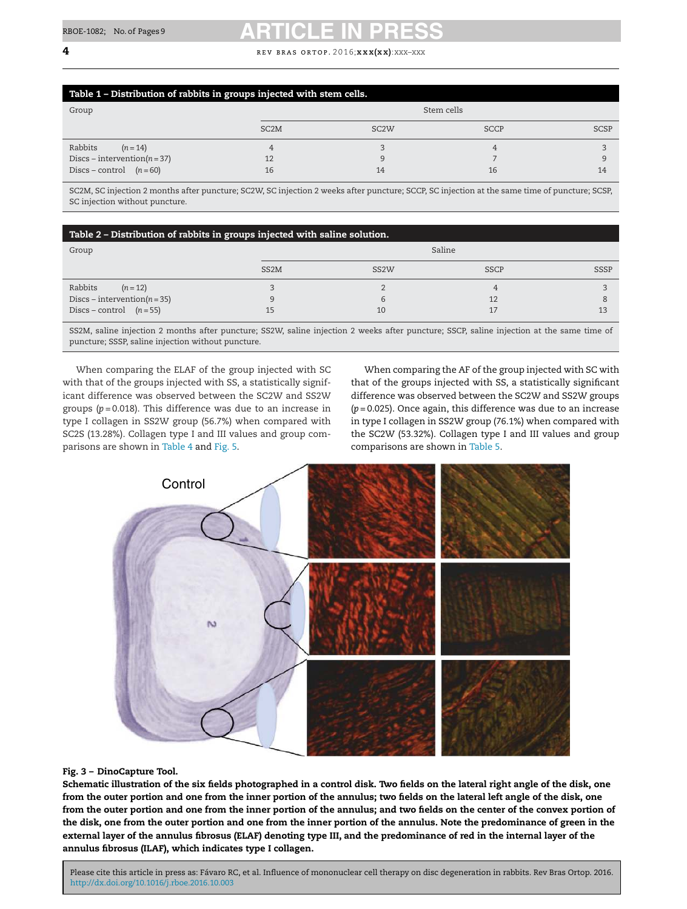**Table 1 – Distribution of rabbits in groups injected with stem cells.**

| Group | Stem cells | | | |
|---|---|---|---|---|
| | SC2M | SC2W | SCCP | SCSP |
| Rabbits ($n = 14$) | 4 | 3 | 4 | 3 |
| Discs – intervention ($n = 37$) | 12 | 9 | 7 | 9 |
| Discs – control ($n = 60$) | 16 | 14 | 16 | 14 |

SC2M, SC injection 2 months after puncture; SC2W, SC injection 2 weeks after puncture; SCCP, SC injection at the same time of puncture; SCSP, SC injection without puncture.

**Table 2 – Distribution of rabbits in groups injected with saline solution.**

| Group | Saline | | | |
|---|---|---|---|---|
| | SS2M | SS2W | SSCP | SSSP |
| Rabbits ($n = 12$) | 3 | 2 | 4 | 3 |
| Discs – intervention ($n = 35$) | 9 | 6 | 12 | 8 |
| Discs – control ($n = 55$) | 15 | 10 | 17 | 13 |

SS2M, saline injection 2 months after puncture; SS2W, saline injection 2 weeks after puncture; SSCP, saline injection at the same time of puncture; SSSP, saline injection without puncture.

When comparing the ELAF of the group injected with SC with that of the groups injected with SS, a statistically significant difference was observed between the SC2W and SS2W groups ($p = 0.018$). This difference was due to an increase in type I collagen in SS2W group (56.7%) when compared with SC2S (13.28%). Collagen type I and III values and group comparisons are shown in Table 4 and Fig. 5.

When comparing the AF of the group injected with SC with that of the groups injected with SS, a statistically significant difference was observed between the SC2W and SS2W groups ($p = 0.025$). Once again, this difference was due to an increase in type I collagen in SS2W group (76.1%) when compared with the SC2W (53.32%). Collagen type I and III values and group comparisons are shown in Table 5.

**Fig. 3 – DinoCapture Tool.**

**Schematic illustration of the six fields photographed in a control disk. Two fields on the lateral right angle of the disk, one from the outer portion and one from the inner portion of the annulus; two fields on the lateral left angle of the disk, one from the outer portion and one from the inner portion of the annulus; and two fields on the center of the convex portion of the disk, one from the outer portion and one from the inner portion of the annulus. Note the predominance of green in the external layer of the annulus fibrosus (ELAF) denoting type III, and the predominance of red in the internal layer of the annulus fibrosus (ILAF), which indicates type I collagen.**

Please cite this article in press as: Fávaro RC, et al. Influence of mononuclear cell therapy on disc degeneration in rabbits. Rev Bras Ortop. 2016. http://dx.doi.org/10.1016/j.rboe.2016.10.003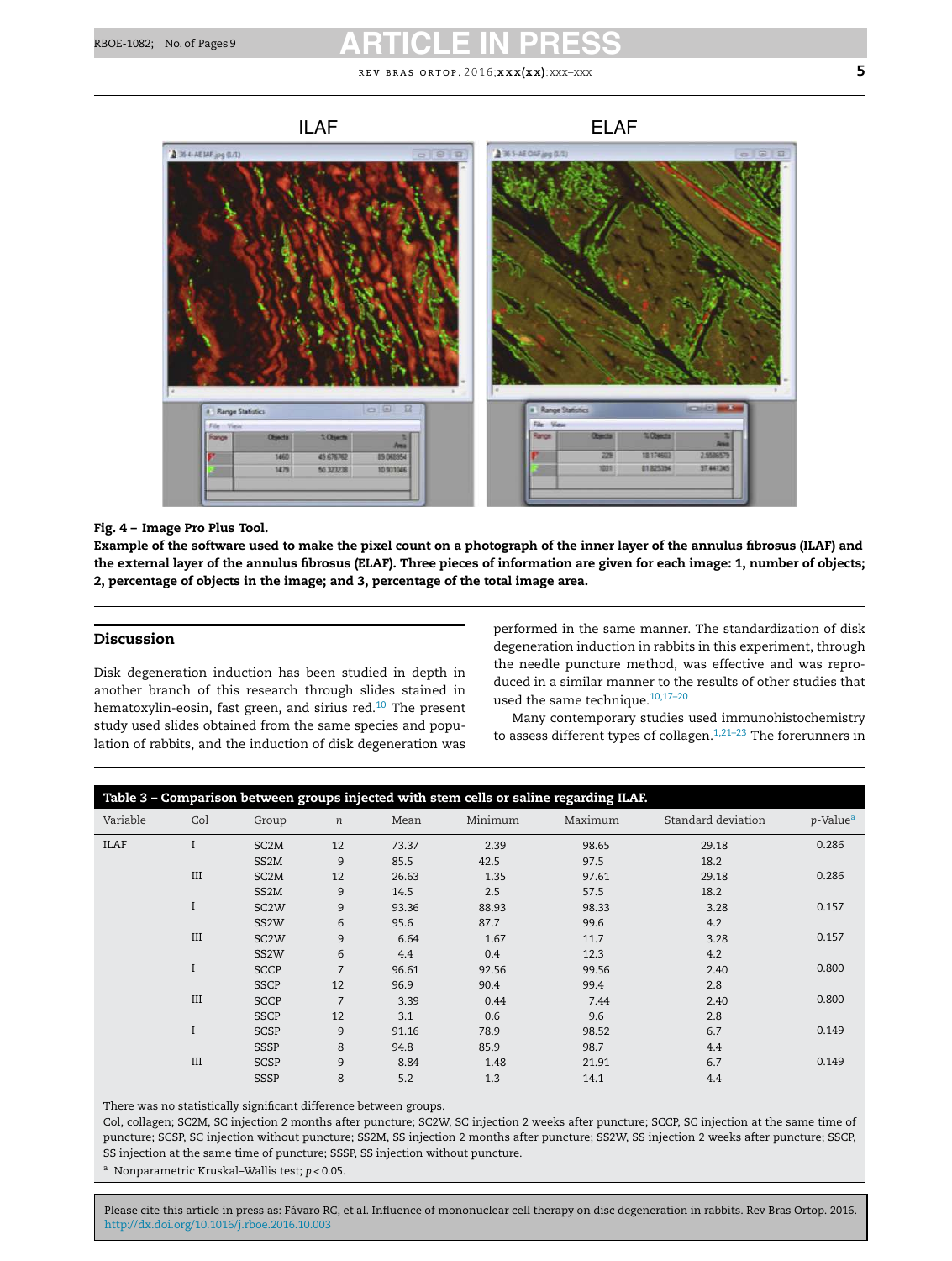Fig. 4 – Image Pro Plus Tool.

**Example of the software used to make the pixel count on a photograph of the inner layer of the annulus fibrosus (ILAF) and the external layer of the annulus fibrosus (ELAF). Three pieces of information are given for each image: 1, number of objects; 2, percentage of objects in the image; and 3, percentage of the total image area.**

## Discussion

Disk degeneration induction has been studied in depth in another branch of this research through slides stained in hematoxylin-eosin, fast green, and sirius red.[10] The present study used slides obtained from the same species and population of rabbits, and the induction of disk degeneration was performed in the same manner. The standardization of disk degeneration induction in rabbits in this experiment, through the needle puncture method, was effective and was reproduced in a similar manner to the results of other studies that used the same technique.[10,17–20]

Many contemporary studies used immunohistochemistry to assess different types of collagen.[1,21–23] The forerunners in

**Table 3 – Comparison between groups injected with stem cells or saline regarding ILAF.**

| Variable | Col | Group | *n* | Mean | Minimum | Maximum | Standard deviation | *p*-Value[a] |
|---|---|---|---|---|---|---|---|---|
| ILAF | I | SC2M | 12 | 73.37 | 2.39 | 98.65 | 29.18 | 0.286 |
| | | SS2M | 9 | 85.5 | 42.5 | 97.5 | 18.2 | |
| | III | SC2M | 12 | 26.63 | 1.35 | 97.61 | 29.18 | 0.286 |
| | | SS2M | 9 | 14.5 | 2.5 | 57.5 | 18.2 | |
| | I | SC2W | 9 | 93.36 | 88.93 | 98.33 | 3.28 | 0.157 |
| | | SS2W | 6 | 95.6 | 87.7 | 99.6 | 4.2 | |
| | III | SC2W | 9 | 6.64 | 1.67 | 11.7 | 3.28 | 0.157 |
| | | SS2W | 6 | 4.4 | 0.4 | 12.3 | 4.2 | |
| | I | SCCP | 7 | 96.61 | 92.56 | 99.56 | 2.40 | 0.800 |
| | | SSCP | 12 | 96.9 | 90.4 | 99.4 | 2.8 | |
| | III | SCCP | 7 | 3.39 | 0.44 | 7.44 | 2.40 | 0.800 |
| | | SSCP | 12 | 3.1 | 0.6 | 9.6 | 2.8 | |
| | I | SCSP | 9 | 91.16 | 78.9 | 98.52 | 6.7 | 0.149 |
| | | SSSP | 8 | 94.8 | 85.9 | 98.7 | 4.4 | |
| | III | SCSP | 9 | 8.84 | 1.48 | 21.91 | 6.7 | 0.149 |
| | | SSSP | 8 | 5.2 | 1.3 | 14.1 | 4.4 | |

There was no statistically significant difference between groups.

Col, collagen; SC2M, SC injection 2 months after puncture; SC2W, SC injection 2 weeks after puncture; SCCP, SC injection at the same time of puncture; SCSP, SC injection without puncture; SS2M, SS injection 2 months after puncture; SS2W, SS injection 2 weeks after puncture; SSCP, SS injection at the same time of puncture; SSSP, SS injection without puncture.

[a] Nonparametric Kruskal–Wallis test; $p < 0.05$.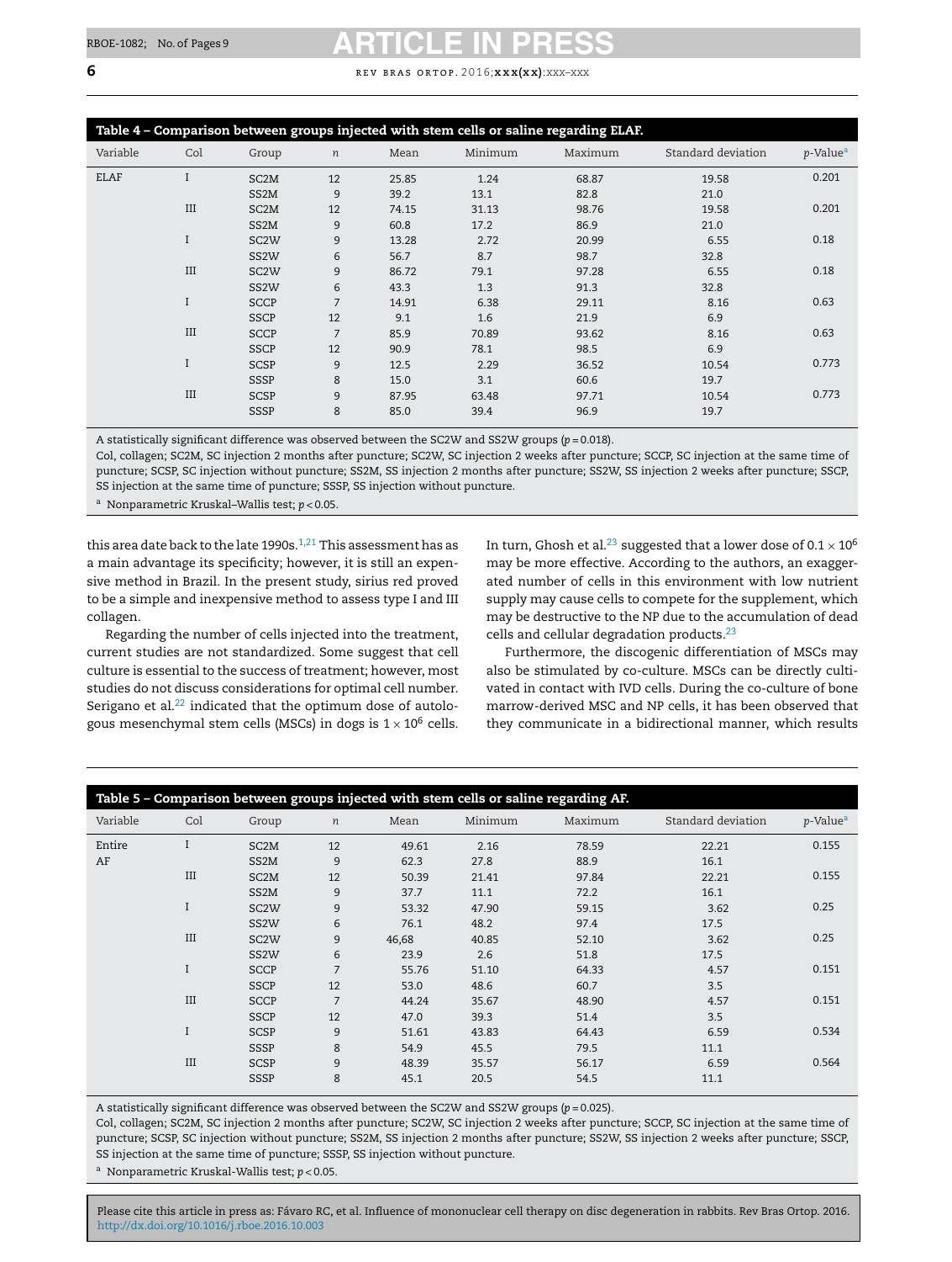**Table 4 – Comparison between groups injected with stem cells or saline regarding ELAF.**

| Variable | Col | Group | n | Mean | Minimum | Maximum | Standard deviation | p-Value[a] |
|---|---|---|---|---|---|---|---|---|
| ELAF | I | SC2M | 12 | 25.85 | 1.24 | 68.87 | 19.58 | 0.201 |
| | | SS2M | 9 | 39.2 | 13.1 | 82.8 | 21.0 | |
| | III | SC2M | 12 | 74.15 | 31.13 | 98.76 | 19.58 | 0.201 |
| | | SS2M | 9 | 60.8 | 17.2 | 86.9 | 21.0 | |
| | I | SC2W | 9 | 13.28 | 2.72 | 20.99 | 6.55 | 0.18 |
| | | SS2W | 6 | 56.7 | 8.7 | 98.7 | 32.8 | |
| | III | SC2W | 9 | 86.72 | 79.1 | 97.28 | 6.55 | 0.18 |
| | | SS2W | 6 | 43.3 | 1.3 | 91.3 | 32.8 | |
| | I | SCCP | 7 | 14.91 | 6.38 | 29.11 | 8.16 | 0.63 |
| | | SSCP | 12 | 9.1 | 1.6 | 21.9 | 6.9 | |
| | III | SCCP | 7 | 85.9 | 70.89 | 93.62 | 8.16 | 0.63 |
| | | SSCP | 12 | 90.9 | 78.1 | 98.5 | 6.9 | |
| | I | SCSP | 9 | 12.5 | 2.29 | 36.52 | 10.54 | 0.773 |
| | | SSSP | 8 | 15.0 | 3.1 | 60.6 | 19.7 | |
| | III | SCSP | 9 | 87.95 | 63.48 | 97.71 | 10.54 | 0.773 |
| | | SSSP | 8 | 85.0 | 39.4 | 96.9 | 19.7 | |

A statistically significant difference was observed between the SC2W and SS2W groups ($p = 0.018$).

Col, collagen; SC2M, SC injection 2 months after puncture; SC2W, SC injection 2 weeks after puncture; SCCP, SC injection at the same time of puncture; SCSP, SC injection without puncture; SS2M, SS injection 2 months after puncture; SS2W, SS injection 2 weeks after puncture; SSCP, SS injection at the same time of puncture; SSSP, SS injection without puncture.

[a] Nonparametric Kruskal–Wallis test; $p < 0.05$.

this area date back to the late 1990s.[1,21] This assessment has as a main advantage its specificity; however, it is still an expensive method in Brazil. In the present study, sirius red proved to be a simple and inexpensive method to assess type I and III collagen.

Regarding the number of cells injected into the treatment, current studies are not standardized. Some suggest that cell culture is essential to the success of treatment; however, most studies do not discuss considerations for optimal cell number. Serigano et al.[22] indicated that the optimum dose of autologous mesenchymal stem cells (MSCs) in dogs is $1 \times 10^6$ cells. In turn, Ghosh et al.[23] suggested that a lower dose of $0.1 \times 10^6$ may be more effective. According to the authors, an exaggerated number of cells in this environment with low nutrient supply may cause cells to compete for the supplement, which may be destructive to the NP due to the accumulation of dead cells and cellular degradation products.[23]

Furthermore, the discogenic differentiation of MSCs may also be stimulated by co-culture. MSCs can be directly cultivated in contact with IVD cells. During the co-culture of bone marrow-derived MSC and NP cells, it has been observed that they communicate in a bidirectional manner, which results

**Table 5 – Comparison between groups injected with stem cells or saline regarding AF.**

| Variable | Col | Group | n | Mean | Minimum | Maximum | Standard deviation | p-Value[a] |
|---|---|---|---|---|---|---|---|---|
| Entire AF | I | SC2M | 12 | 49.61 | 2.16 | 78.59 | 22.21 | 0.155 |
| | | SS2M | 9 | 62.3 | 27.8 | 88.9 | 16.1 | |
| | III | SC2M | 12 | 50.39 | 21.41 | 97.84 | 22.21 | 0.155 |
| | | SS2M | 9 | 37.7 | 11.1 | 72.2 | 16.1 | |
| | I | SC2W | 9 | 53.32 | 47.90 | 59.15 | 3.62 | 0.25 |
| | | SS2W | 6 | 76.1 | 48.2 | 97.4 | 17.5 | |
| | III | SC2W | 9 | 46,68 | 40.85 | 52.10 | 3.62 | 0.25 |
| | | SS2W | 6 | 23.9 | 2.6 | 51.8 | 17.5 | |
| | I | SCCP | 7 | 55.76 | 51.10 | 64.33 | 4.57 | 0.151 |
| | | SSCP | 12 | 53.0 | 48.6 | 60.7 | 3.5 | |
| | III | SCCP | 7 | 44.24 | 35.67 | 48.90 | 4.57 | 0.151 |
| | | SSCP | 12 | 47.0 | 39.3 | 51.4 | 3.5 | |
| | I | SCSP | 9 | 51.61 | 43.83 | 64.43 | 6.59 | 0.534 |
| | | SSSP | 8 | 54.9 | 45.5 | 79.5 | 11.1 | |
| | III | SCSP | 9 | 48.39 | 35.57 | 56.17 | 6.59 | 0.564 |
| | | SSSP | 8 | 45.1 | 20.5 | 54.5 | 11.1 | |

A statistically significant difference was observed between the SC2W and SS2W groups ($p = 0.025$).

Col, collagen; SC2M, SC injection 2 months after puncture; SC2W, SC injection 2 weeks after puncture; SCCP, SC injection at the same time of puncture; SCSP, SC injection without puncture; SS2M, SS injection 2 months after puncture; SS2W, SS injection 2 weeks after puncture; SSCP, SS injection at the same time of puncture; SSSP, SS injection without puncture.

[a] Nonparametric Kruskal-Wallis test; $p < 0.05$.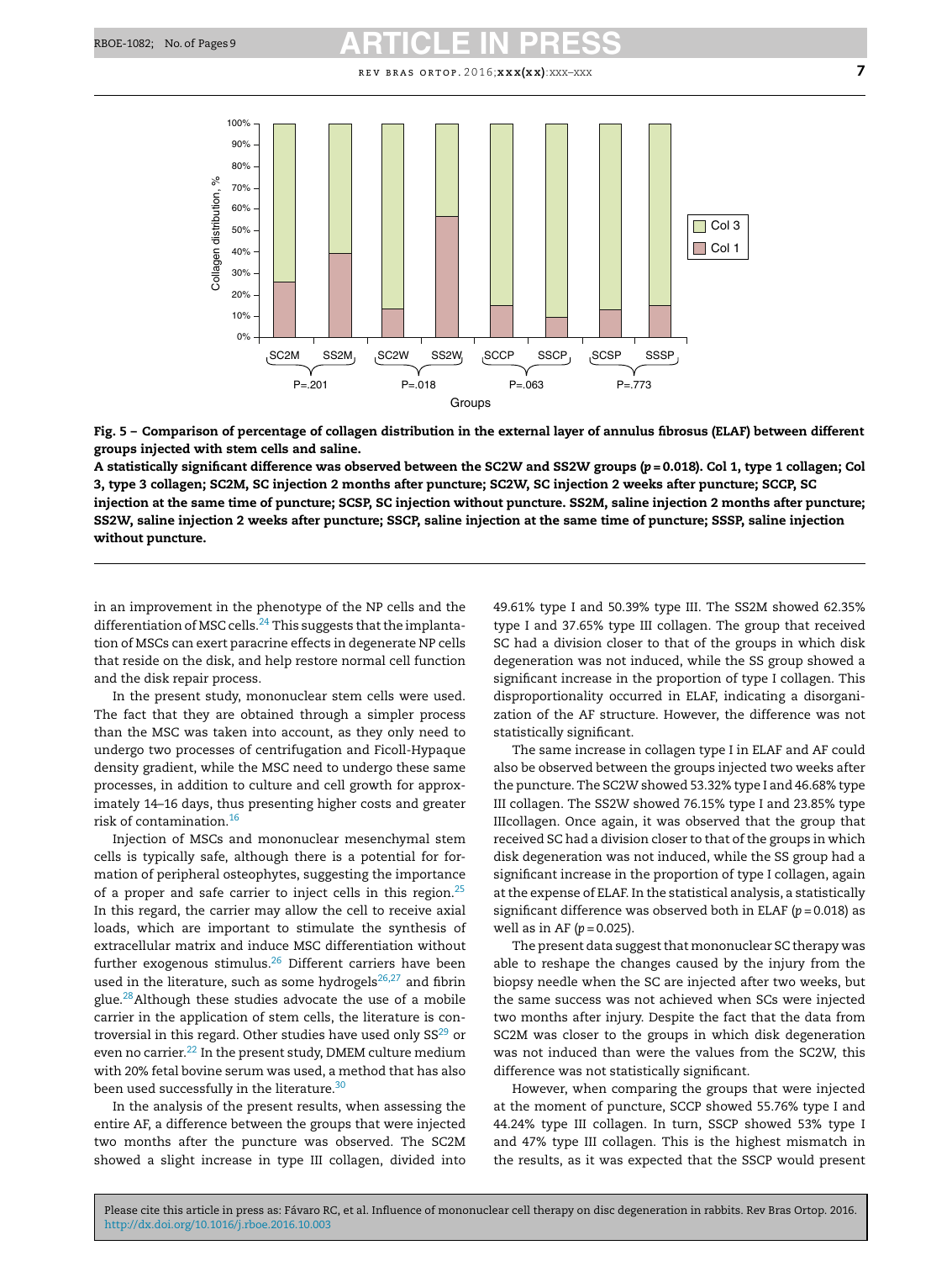**Fig. 5 – Comparison of percentage of collagen distribution in the external layer of annulus fibrosus (ELAF) between different groups injected with stem cells and saline.**

**A statistically significant difference was observed between the SC2W and SS2W groups ($p = 0.018$). Col 1, type 1 collagen; Col 3, type 3 collagen; SC2M, SC injection 2 months after puncture; SC2W, SC injection 2 weeks after puncture; SCCP, SC injection at the same time of puncture; SCSP, SC injection without puncture. SS2M, saline injection 2 months after puncture; SS2W, saline injection 2 weeks after puncture; SSCP, saline injection at the same time of puncture; SSSP, saline injection without puncture.**

in an improvement in the phenotype of the NP cells and the differentiation of MSC cells.[24] This suggests that the implantation of MSCs can exert paracrine effects in degenerate NP cells that reside on the disk, and help restore normal cell function and the disk repair process.

In the present study, mononuclear stem cells were used. The fact that they are obtained through a simpler process than the MSC was taken into account, as they only need to undergo two processes of centrifugation and Ficoll-Hypaque density gradient, while the MSC need to undergo these same processes, in addition to culture and cell growth for approximately 14–16 days, thus presenting higher costs and greater risk of contamination.[16]

Injection of MSCs and mononuclear mesenchymal stem cells is typically safe, although there is a potential for formation of peripheral osteophytes, suggesting the importance of a proper and safe carrier to inject cells in this region.[25] In this regard, the carrier may allow the cell to receive axial loads, which are important to stimulate the synthesis of extracellular matrix and induce MSC differentiation without further exogenous stimulus.[26] Different carriers have been used in the literature, such as some hydrogels[26,27] and fibrin glue.[28] Although these studies advocate the use of a mobile carrier in the application of stem cells, the literature is controversial in this regard. Other studies have used only SS[29] or even no carrier.[22] In the present study, DMEM culture medium with 20% fetal bovine serum was used, a method that has also been used successfully in the literature.[30]

In the analysis of the present results, when assessing the entire AF, a difference between the groups that were injected two months after the puncture was observed. The SC2M showed a slight increase in type III collagen, divided into 49.61% type I and 50.39% type III. The SS2M showed 62.35% type I and 37.65% type III collagen. The group that received SC had a division closer to that of the groups in which disk degeneration was not induced, while the SS group showed a significant increase in the proportion of type I collagen. This disproportionality occurred in ELAF, indicating a disorganization of the AF structure. However, the difference was not statistically significant.

The same increase in collagen type I in ELAF and AF could also be observed between the groups injected two weeks after the puncture. The SC2W showed 53.32% type I and 46.68% type III collagen. The SS2W showed 76.15% type I and 23.85% type IIIcollagen. Once again, it was observed that the group that received SC had a division closer to that of the groups in which disk degeneration was not induced, while the SS group had a significant increase in the proportion of type I collagen, again at the expense of ELAF. In the statistical analysis, a statistically significant difference was observed both in ELAF ($p = 0.018$) as well as in AF ($p = 0.025$).

The present data suggest that mononuclear SC therapy was able to reshape the changes caused by the injury from the biopsy needle when the SC are injected after two weeks, but the same success was not achieved when SCs were injected two months after injury. Despite the fact that the data from SC2M was closer to the groups in which disk degeneration was not induced than were the values from the SC2W, this difference was not statistically significant.

However, when comparing the groups that were injected at the moment of puncture, SCCP showed 55.76% type I and 44.24% type III collagen. In turn, SSCP showed 53% type I and 47% type III collagen. This is the highest mismatch in the results, as it was expected that the SSCP would present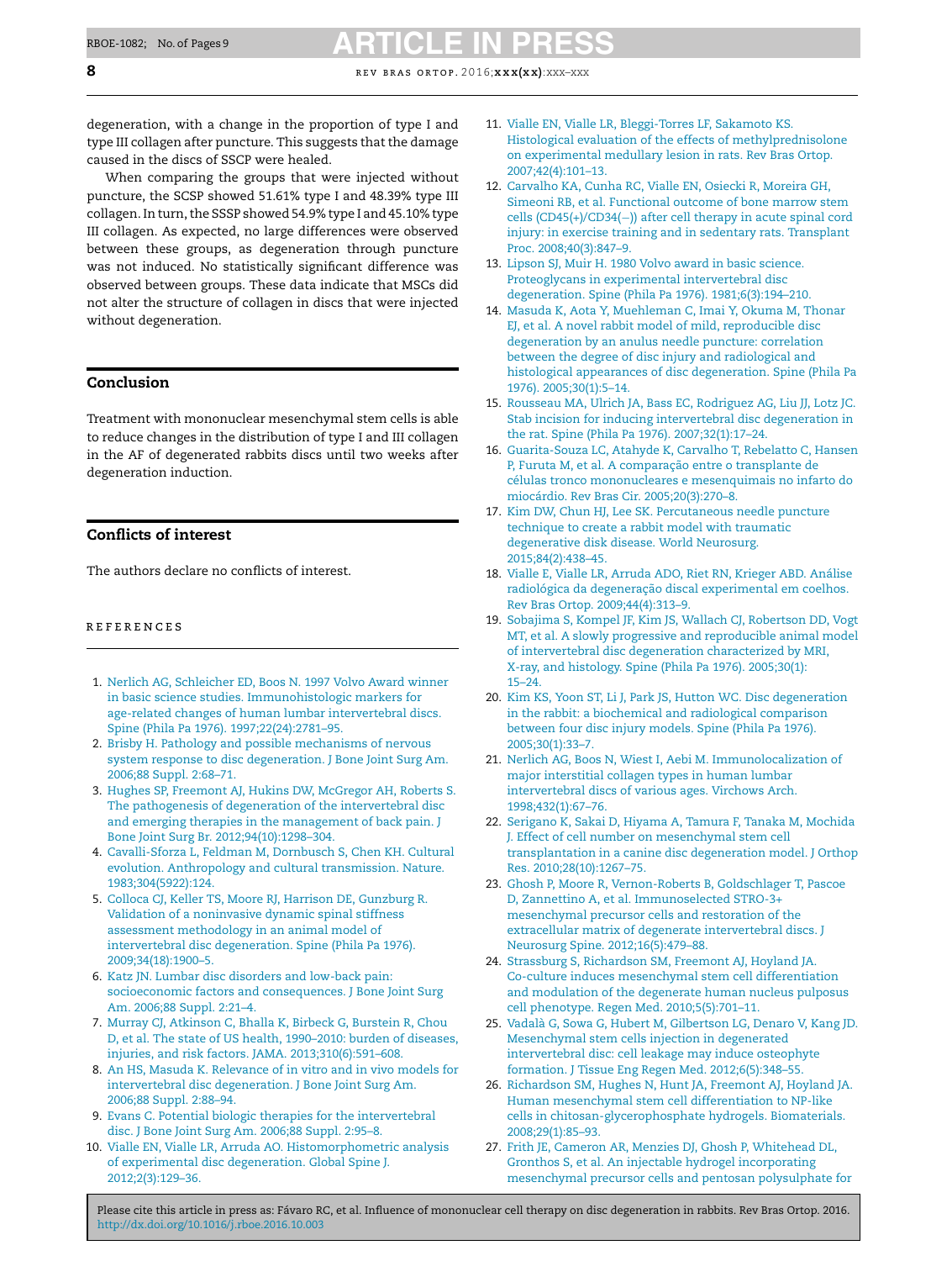degeneration, with a change in the proportion of type I and type III collagen after puncture. This suggests that the damage caused in the discs of SSCP were healed.

When comparing the groups that were injected without puncture, the SCSP showed 51.61% type I and 48.39% type III collagen. In turn, the SSSP showed 54.9% type I and 45.10% type III collagen. As expected, no large differences were observed between these groups, as degeneration through puncture was not induced. No statistically significant difference was observed between groups. These data indicate that MSCs did not alter the structure of collagen in discs that were injected without degeneration.

## Conclusion

Treatment with mononuclear mesenchymal stem cells is able to reduce changes in the distribution of type I and III collagen in the AF of degenerated rabbits discs until two weeks after degeneration induction.

## Conflicts of interest

The authors declare no conflicts of interest.

## References

1. Nerlich AG, Schleicher ED, Boos N. 1997 Volvo Award winner in basic science studies. Immunohistologic markers for age-related changes of human lumbar intervertebral discs. Spine (Phila Pa 1976). 1997;22(24):2781–95.
2. Brisby H. Pathology and possible mechanisms of nervous system response to disc degeneration. J Bone Joint Surg Am. 2006;88 Suppl. 2:68–71.
3. Hughes SP, Freemont AJ, Hukins DW, McGregor AH, Roberts S. The pathogenesis of degeneration of the intervertebral disc and emerging therapies in the management of back pain. J Bone Joint Surg Br. 2012;94(10):1298–304.
4. Cavalli-Sforza L, Feldman M, Dornbusch S, Chen KH. Cultural evolution. Anthropology and cultural transmission. Nature. 1983;304(5922):124.
5. Colloca CJ, Keller TS, Moore RJ, Harrison DE, Gunzburg R. Validation of a noninvasive dynamic spinal stiffness assessment methodology in an animal model of intervertebral disc degeneration. Spine (Phila Pa 1976). 2009;34(18):1900–5.
6. Katz JN. Lumbar disc disorders and low-back pain: socioeconomic factors and consequences. J Bone Joint Surg Am. 2006;88 Suppl. 2:21–4.
7. Murray CJ, Atkinson C, Bhalla K, Birbeck G, Burstein R, Chou D, et al. The state of US health, 1990–2010: burden of diseases, injuries, and risk factors. JAMA. 2013;310(6):591–608.
8. An HS, Masuda K. Relevance of in vitro and in vivo models for intervertebral disc degeneration. J Bone Joint Surg Am. 2006;88 Suppl. 2:88–94.
9. Evans C. Potential biologic therapies for the intervertebral disc. J Bone Joint Surg Am. 2006;88 Suppl. 2:95–8.
10. Vialle EN, Vialle LR, Arruda AO. Histomorphometric analysis of experimental disc degeneration. Global Spine J. 2012;2(3):129–36.
11. Vialle EN, Vialle LR, Bleggi-Torres LF, Sakamoto KS. Histological evaluation of the effects of methylprednisolone on experimental medullary lesion in rats. Rev Bras Ortop. 2007;42(4):101–13.
12. Carvalho KA, Cunha RC, Vialle EN, Osiecki R, Moreira GH, Simeoni RB, et al. Functional outcome of bone marrow stem cells (CD45(+)/CD34(−)) after cell therapy in acute spinal cord injury: in exercise training and in sedentary rats. Transplant Proc. 2008;40(3):847–9.
13. Lipson SJ, Muir H. 1980 Volvo award in basic science. Proteoglycans in experimental intervertebral disc degeneration. Spine (Phila Pa 1976). 1981;6(3):194–210.
14. Masuda K, Aota Y, Muehleman C, Imai Y, Okuma M, Thonar EJ, et al. A novel rabbit model of mild, reproducible disc degeneration by an anulus needle puncture: correlation between the degree of disc injury and radiological and histological appearances of disc degeneration. Spine (Phila Pa 1976). 2005;30(1):5–14.
15. Rousseau MA, Ulrich JA, Bass EC, Rodriguez AG, Liu JJ, Lotz JC. Stab incision for inducing intervertebral disc degeneration in the rat. Spine (Phila Pa 1976). 2007;32(1):17–24.
16. Guarita-Souza LC, Atahyde K, Carvalho T, Rebelatto C, Hansen P, Furuta M, et al. A comparação entre o transplante de células tronco mononucleares e mesenquimais no infarto do miocárdio. Rev Bras Cir. 2005;20(3):270–8.
17. Kim DW, Chun HJ, Lee SK. Percutaneous needle puncture technique to create a rabbit model with traumatic degenerative disk disease. World Neurosurg. 2015;84(2):438–45.
18. Vialle E, Vialle LR, Arruda ADO, Riet RN, Krieger ABD. Análise radiológica da degeneração discal experimental em coelhos. Rev Bras Ortop. 2009;44(4):313–9.
19. Sobajima S, Kompel JF, Kim JS, Wallach CJ, Robertson DD, Vogt MT, et al. A slowly progressive and reproducible animal model of intervertebral disc degeneration characterized by MRI, X-ray, and histology. Spine (Phila Pa 1976). 2005;30(1):15–24.
20. Kim KS, Yoon ST, Li J, Park JS, Hutton WC. Disc degeneration in the rabbit: a biochemical and radiological comparison between four disc injury models. Spine (Phila Pa 1976). 2005;30(1):33–7.
21. Nerlich AG, Boos N, Wiest I, Aebi M. Immunolocalization of major interstitial collagen types in human lumbar intervertebral discs of various ages. Virchows Arch. 1998;432(1):67–76.
22. Serigano K, Sakai D, Hiyama A, Tamura F, Tanaka M, Mochida J. Effect of cell number on mesenchymal stem cell transplantation in a canine disc degeneration model. J Orthop Res. 2010;28(10):1267–75.
23. Ghosh P, Moore R, Vernon-Roberts B, Goldschlager T, Pascoe D, Zannettino A, et al. Immunoselected STRO-3+ mesenchymal precursor cells and restoration of the extracellular matrix of degenerate intervertebral discs. J Neurosurg Spine. 2012;16(5):479–88.
24. Strassburg S, Richardson SM, Freemont AJ, Hoyland JA. Co-culture induces mesenchymal stem cell differentiation and modulation of the degenerate human nucleus pulposus cell phenotype. Regen Med. 2010;5(5):701–11.
25. Vadalà G, Sowa G, Hubert M, Gilbertson LG, Denaro V, Kang JD. Mesenchymal stem cells injection in degenerated intervertebral disc: cell leakage may induce osteophyte formation. J Tissue Eng Regen Med. 2012;6(5):348–55.
26. Richardson SM, Hughes N, Hunt JA, Freemont AJ, Hoyland JA. Human mesenchymal stem cell differentiation to NP-like cells in chitosan-glycerophosphate hydrogels. Biomaterials. 2008;29(1):85–93.
27. Frith JE, Cameron AR, Menzies DJ, Ghosh P, Whitehead DL, Gronthos S, et al. An injectable hydrogel incorporating mesenchymal precursor cells and pentosan polysulphate for

Please cite this article in press as: Fávaro RC, et al. Influence of mononuclear cell therapy on disc degeneration in rabbits. Rev Bras Ortop. 2016. http://dx.doi.org/10.1016/j.rboe.2016.10.003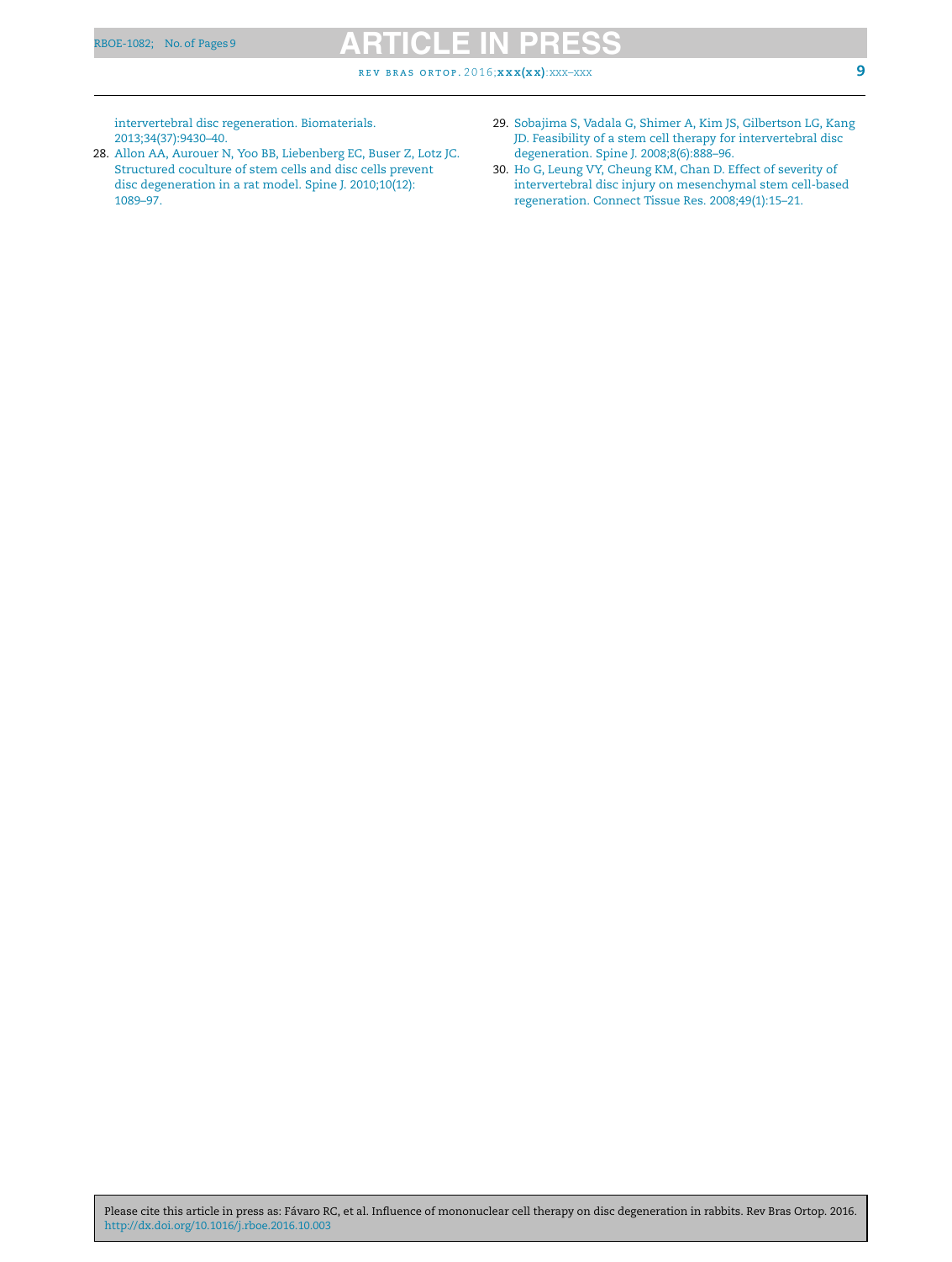intervertebral disc regeneration. Biomaterials. 2013;34(37):9430–40.

28. Allon AA, Aurouer N, Yoo BB, Liebenberg EC, Buser Z, Lotz JC. Structured coculture of stem cells and disc cells prevent disc degeneration in a rat model. Spine J. 2010;10(12): 1089–97.
29. Sobajima S, Vadala G, Shimer A, Kim JS, Gilbertson LG, Kang JD. Feasibility of a stem cell therapy for intervertebral disc degeneration. Spine J. 2008;8(6):888–96.
30. Ho G, Leung VY, Cheung KM, Chan D. Effect of severity of intervertebral disc injury on mesenchymal stem cell-based regeneration. Connect Tissue Res. 2008;49(1):15–21.